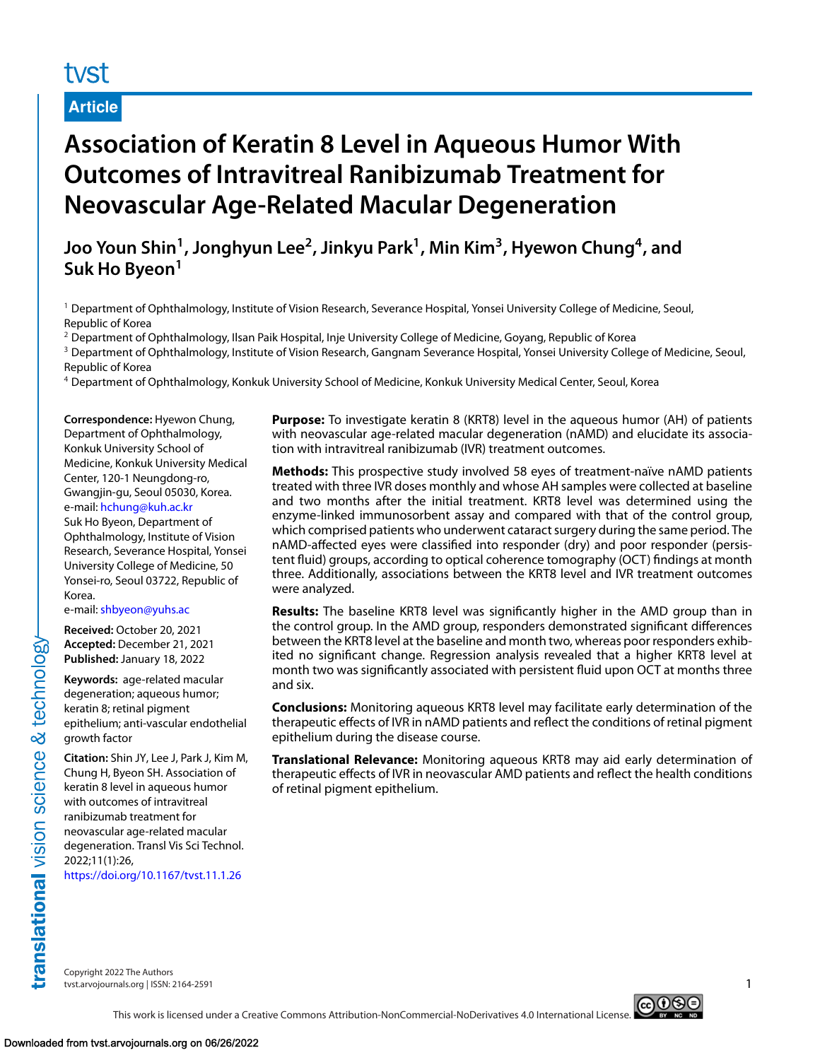Article

# Association of Keratin 8 Level in Aqueous Humor With Outcomes of Intravitreal Ranibizumab Treatment for Neovascular Age-Related Macular Degeneration

**Joo Youn Shin[1], Jonghyun Lee[2], Jinkyu Park[1], Min Kim[3], Hyewon Chung[4], and Suk Ho Byeon[1]**

[1] Department of Ophthalmology, Institute of Vision Research, Severance Hospital, Yonsei University College of Medicine, Seoul, Republic of Korea
[2] Department of Ophthalmology, Ilsan Paik Hospital, Inje University College of Medicine, Goyang, Republic of Korea
[3] Department of Ophthalmology, Institute of Vision Research, Gangnam Severance Hospital, Yonsei University College of Medicine, Seoul, Republic of Korea
[4] Department of Ophthalmology, Konkuk University School of Medicine, Konkuk University Medical Center, Seoul, Korea

**Correspondence:** Hyewon Chung, Department of Ophthalmology, Konkuk University School of Medicine, Konkuk University Medical Center, 120-1 Neungdong-ro, Gwangjin-gu, Seoul 05030, Korea. e-mail: hchung@kuh.ac.kr
Suk Ho Byeon, Department of Ophthalmology, Institute of Vision Research, Severance Hospital, Yonsei University College of Medicine, 50 Yonsei-ro, Seoul 03722, Republic of Korea.
e-mail: shbyeon@yuhs.ac

**Received:** October 20, 2021
**Accepted:** December 21, 2021
**Published:** January 18, 2022

**Keywords:** age-related macular degeneration; aqueous humor; keratin 8; retinal pigment epithelium; anti-vascular endothelial growth factor

**Citation:** Shin JY, Lee J, Park J, Kim M, Chung H, Byeon SH. Association of keratin 8 level in aqueous humor with outcomes of intravitreal ranibizumab treatment for neovascular age-related macular degeneration. Transl Vis Sci Technol. 2022;11(1):26, https://doi.org/10.1167/tvst.11.1.26

**Purpose:** To investigate keratin 8 (KRT8) level in the aqueous humor (AH) of patients with neovascular age-related macular degeneration (nAMD) and elucidate its association with intravitreal ranibizumab (IVR) treatment outcomes.

**Methods:** This prospective study involved 58 eyes of treatment-naïve nAMD patients treated with three IVR doses monthly and whose AH samples were collected at baseline and two months after the initial treatment. KRT8 level was determined using the enzyme-linked immunosorbent assay and compared with that of the control group, which comprised patients who underwent cataract surgery during the same period. The nAMD-affected eyes were classified into responder (dry) and poor responder (persistent fluid) groups, according to optical coherence tomography (OCT) findings at month three. Additionally, associations between the KRT8 level and IVR treatment outcomes were analyzed.

**Results:** The baseline KRT8 level was significantly higher in the AMD group than in the control group. In the AMD group, responders demonstrated significant differences between the KRT8 level at the baseline and month two, whereas poor responders exhibited no significant change. Regression analysis revealed that a higher KRT8 level at month two was significantly associated with persistent fluid upon OCT at months three and six.

**Conclusions:** Monitoring aqueous KRT8 level may facilitate early determination of the therapeutic effects of IVR in nAMD patients and reflect the conditions of retinal pigment epithelium during the disease course.

**Translational Relevance:** Monitoring aqueous KRT8 may aid early determination of therapeutic effects of IVR in neovascular AMD patients and reflect the health conditions of retinal pigment epithelium.

Copyright 2022 The Authors
tvst.arvojournals.org | ISSN: 2164-2591

This work is licensed under a Creative Commons Attribution-NonCommercial-NoDerivatives 4.0 International License.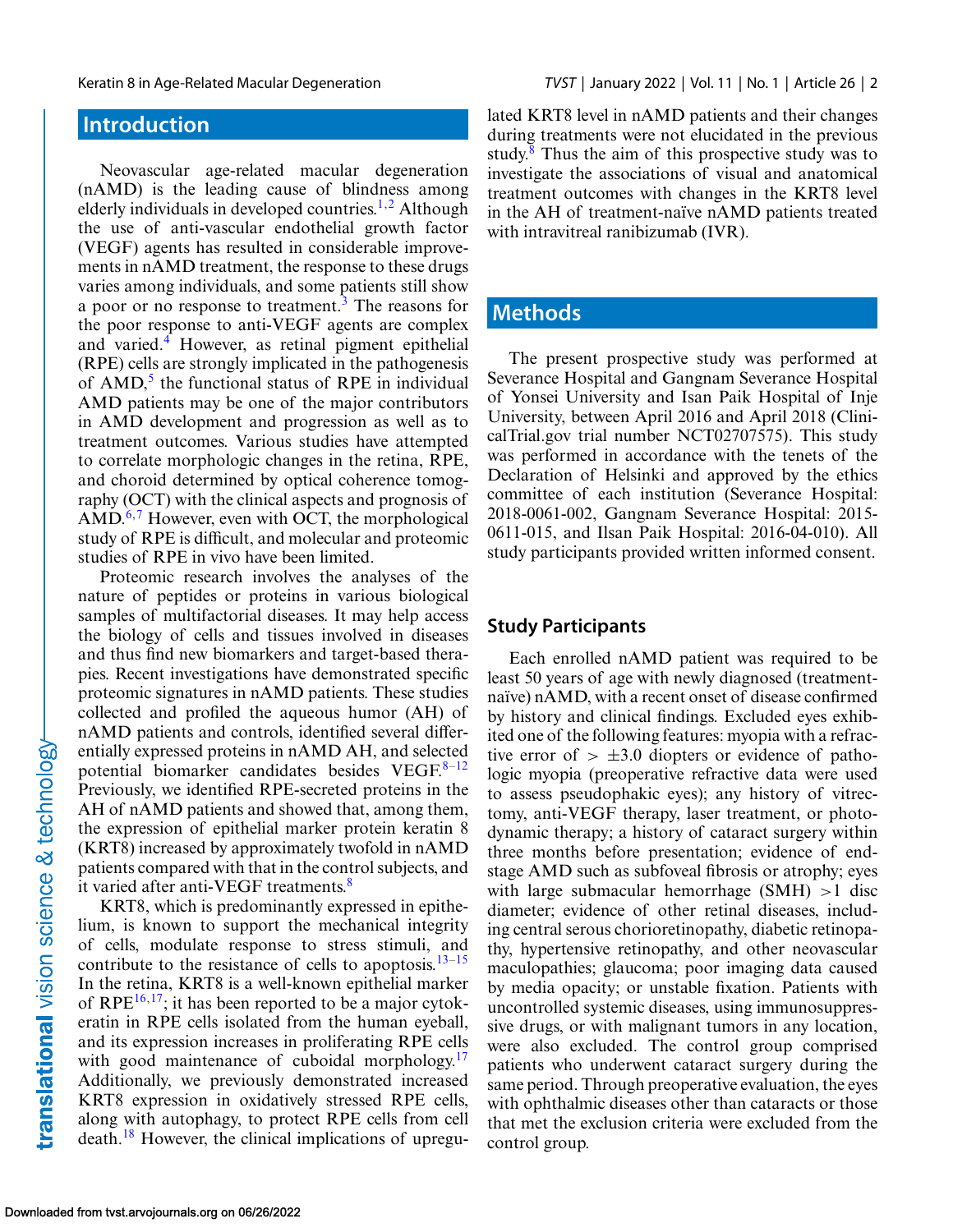## Introduction

Neovascular age-related macular degeneration (nAMD) is the leading cause of blindness among elderly individuals in developed countries.[1,2] Although the use of anti-vascular endothelial growth factor (VEGF) agents has resulted in considerable improvements in nAMD treatment, the response to these drugs varies among individuals, and some patients still show a poor or no response to treatment.[3] The reasons for the poor response to anti-VEGF agents are complex and varied.[4] However, as retinal pigment epithelial (RPE) cells are strongly implicated in the pathogenesis of AMD,[5] the functional status of RPE in individual AMD patients may be one of the major contributors in AMD development and progression as well as to treatment outcomes. Various studies have attempted to correlate morphologic changes in the retina, RPE, and choroid determined by optical coherence tomography (OCT) with the clinical aspects and prognosis of AMD.[6,7] However, even with OCT, the morphological study of RPE is difficult, and molecular and proteomic studies of RPE in vivo have been limited.

Proteomic research involves the analyses of the nature of peptides or proteins in various biological samples of multifactorial diseases. It may help access the biology of cells and tissues involved in diseases and thus find new biomarkers and target-based therapies. Recent investigations have demonstrated specific proteomic signatures in nAMD patients. These studies collected and profiled the aqueous humor (AH) of nAMD patients and controls, identified several differentially expressed proteins in nAMD AH, and selected potential biomarker candidates besides VEGF.[8–12] Previously, we identified RPE-secreted proteins in the AH of nAMD patients and showed that, among them, the expression of epithelial marker protein keratin 8 (KRT8) increased by approximately twofold in nAMD patients compared with that in the control subjects, and it varied after anti-VEGF treatments.[8]

KRT8, which is predominantly expressed in epithelium, is known to support the mechanical integrity of cells, modulate response to stress stimuli, and contribute to the resistance of cells to apoptosis.[13–15] In the retina, KRT8 is a well-known epithelial marker of RPE[16,17]; it has been reported to be a major cytokeratin in RPE cells isolated from the human eyeball, and its expression increases in proliferating RPE cells with good maintenance of cuboidal morphology.[17] Additionally, we previously demonstrated increased KRT8 expression in oxidatively stressed RPE cells, along with autophagy, to protect RPE cells from cell death.[18] However, the clinical implications of upregulated KRT8 level in nAMD patients and their changes during treatments were not elucidated in the previous study.[8] Thus the aim of this prospective study was to investigate the associations of visual and anatomical treatment outcomes with changes in the KRT8 level in the AH of treatment-naïve nAMD patients treated with intravitreal ranibizumab (IVR).

## Methods

The present prospective study was performed at Severance Hospital and Gangnam Severance Hospital of Yonsei University and Isan Paik Hospital of Inje University, between April 2016 and April 2018 (ClinicalTrial.gov trial number NCT02707575). This study was performed in accordance with the tenets of the Declaration of Helsinki and approved by the ethics committee of each institution (Severance Hospital: 2018-0061-002, Gangnam Severance Hospital: 2015-0611-015, and Ilsan Paik Hospital: 2016-04-010). All study participants provided written informed consent.

### Study Participants

Each enrolled nAMD patient was required to be least 50 years of age with newly diagnosed (treatment-naïve) nAMD, with a recent onset of disease confirmed by history and clinical findings. Excluded eyes exhibited one of the following features: myopia with a refractive error of $> \pm 3.0$ diopters or evidence of pathologic myopia (preoperative refractive data were used to assess pseudophakic eyes); any history of vitrectomy, anti-VEGF therapy, laser treatment, or photodynamic therapy; a history of cataract surgery within three months before presentation; evidence of end-stage AMD such as subfoveal fibrosis or atrophy; eyes with large submacular hemorrhage (SMH) $>1$ disc diameter; evidence of other retinal diseases, including central serous chorioretinopathy, diabetic retinopathy, hypertensive retinopathy, and other neovascular maculopathies; glaucoma; poor imaging data caused by media opacity; or unstable fixation. Patients with uncontrolled systemic diseases, using immunosuppressive drugs, or with malignant tumors in any location, were also excluded. The control group comprised patients who underwent cataract surgery during the same period. Through preoperative evaluation, the eyes with ophthalmic diseases other than cataracts or those that met the exclusion criteria were excluded from the control group.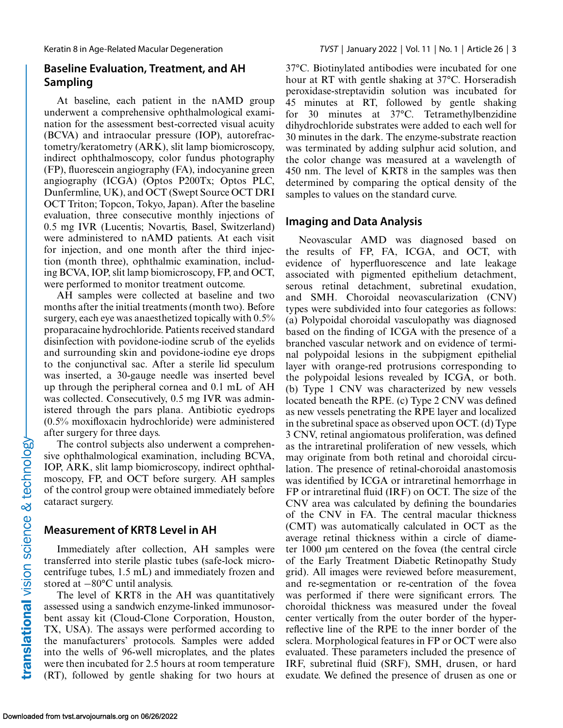## Baseline Evaluation, Treatment, and AH Sampling

At baseline, each patient in the nAMD group underwent a comprehensive ophthalmological examination for the assessment best-corrected visual acuity (BCVA) and intraocular pressure (IOP), autorefractometry/keratometry (ARK), slit lamp biomicroscopy, indirect ophthalmoscopy, color fundus photography (FP), fluorescein angiography (FA), indocyanine green angiography (ICGA) (Optos P200Tx; Optos PLC, Dunfermline, UK), and OCT (Swept Source OCT DRI OCT Triton; Topcon, Tokyo, Japan). After the baseline evaluation, three consecutive monthly injections of 0.5 mg IVR (Lucentis; Novartis, Basel, Switzerland) were administered to nAMD patients. At each visit for injection, and one month after the third injection (month three), ophthalmic examination, including BCVA, IOP, slit lamp biomicroscopy, FP, and OCT, were performed to monitor treatment outcome.

AH samples were collected at baseline and two months after the initial treatments (month two). Before surgery, each eye was anaesthetized topically with 0.5% proparacaine hydrochloride. Patients received standard disinfection with povidone-iodine scrub of the eyelids and surrounding skin and povidone-iodine eye drops to the conjunctival sac. After a sterile lid speculum was inserted, a 30-gauge needle was inserted bevel up through the peripheral cornea and 0.1 mL of AH was collected. Consecutively, 0.5 mg IVR was administered through the pars plana. Antibiotic eyedrops (0.5% moxifloxacin hydrochloride) were administered after surgery for three days.

The control subjects also underwent a comprehensive ophthalmological examination, including BCVA, IOP, ARK, slit lamp biomicroscopy, indirect ophthalmoscopy, FP, and OCT before surgery. AH samples of the control group were obtained immediately before cataract surgery.

## Measurement of KRT8 Level in AH

Immediately after collection, AH samples were transferred into sterile plastic tubes (safe-lock microcentrifuge tubes, 1.5 mL) and immediately frozen and stored at −80°C until analysis.

The level of KRT8 in the AH was quantitatively assessed using a sandwich enzyme-linked immunosorbent assay kit (Cloud-Clone Corporation, Houston, TX, USA). The assays were performed according to the manufacturers' protocols. Samples were added into the wells of 96-well microplates, and the plates were then incubated for 2.5 hours at room temperature (RT), followed by gentle shaking for two hours at 37°C. Biotinylated antibodies were incubated for one hour at RT with gentle shaking at 37°C. Horseradish peroxidase-streptavidin solution was incubated for 45 minutes at RT, followed by gentle shaking for 30 minutes at 37°C. Tetramethylbenzidine dihydrochloride substrates were added to each well for 30 minutes in the dark. The enzyme-substrate reaction was terminated by adding sulphur acid solution, and the color change was measured at a wavelength of 450 nm. The level of KRT8 in the samples was then determined by comparing the optical density of the samples to values on the standard curve.

## Imaging and Data Analysis

Neovascular AMD was diagnosed based on the results of FP, FA, ICGA, and OCT, with evidence of hyperfluorescence and late leakage associated with pigmented epithelium detachment, serous retinal detachment, subretinal exudation, and SMH. Choroidal neovascularization (CNV) types were subdivided into four categories as follows: (a) Polypoidal choroidal vasculopathy was diagnosed based on the finding of ICGA with the presence of a branched vascular network and on evidence of terminal polypoidal lesions in the subpigment epithelial layer with orange-red protrusions corresponding to the polypoidal lesions revealed by ICGA, or both. (b) Type 1 CNV was characterized by new vessels located beneath the RPE. (c) Type 2 CNV was defined as new vessels penetrating the RPE layer and localized in the subretinal space as observed upon OCT. (d) Type 3 CNV, retinal angiomatous proliferation, was defined as the intraretinal proliferation of new vessels, which may originate from both retinal and choroidal circulation. The presence of retinal-choroidal anastomosis was identified by ICGA or intraretinal hemorrhage in FP or intraretinal fluid (IRF) on OCT. The size of the CNV area was calculated by defining the boundaries of the CNV in FA. The central macular thickness (CMT) was automatically calculated in OCT as the average retinal thickness within a circle of diameter 1000 µm centered on the fovea (the central circle of the Early Treatment Diabetic Retinopathy Study grid). All images were reviewed before measurement, and re-segmentation or re-centration of the fovea was performed if there were significant errors. The choroidal thickness was measured under the foveal center vertically from the outer border of the hyperreflective line of the RPE to the inner border of the sclera. Morphological features in FP or OCT were also evaluated. These parameters included the presence of IRF, subretinal fluid (SRF), SMH, drusen, or hard exudate. We defined the presence of drusen as one or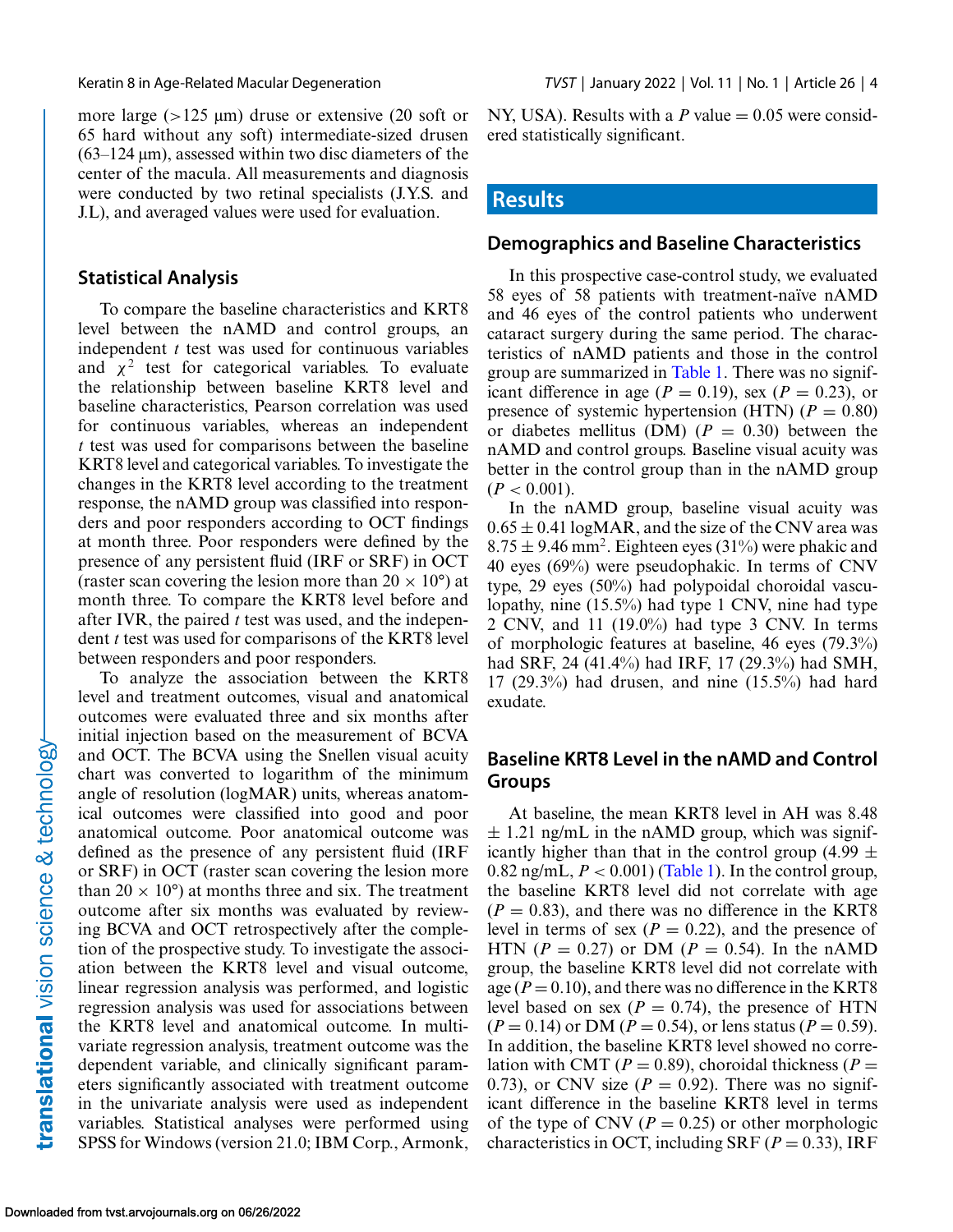more large (>125 μm) druse or extensive (20 soft or 65 hard without any soft) intermediate-sized drusen (63–124 μm), assessed within two disc diameters of the center of the macula. All measurements and diagnosis were conducted by two retinal specialists (J.Y.S. and J.L), and averaged values were used for evaluation.

### Statistical Analysis

To compare the baseline characteristics and KRT8 level between the nAMD and control groups, an independent *t* test was used for continuous variables and $\chi^2$ test for categorical variables. To evaluate the relationship between baseline KRT8 level and baseline characteristics, Pearson correlation was used for continuous variables, whereas an independent *t* test was used for comparisons between the baseline KRT8 level and categorical variables. To investigate the changes in the KRT8 level according to the treatment response, the nAMD group was classified into responders and poor responders according to OCT findings at month three. Poor responders were defined by the presence of any persistent fluid (IRF or SRF) in OCT (raster scan covering the lesion more than $20 \times 10°$) at month three. To compare the KRT8 level before and after IVR, the paired *t* test was used, and the independent *t* test was used for comparisons of the KRT8 level between responders and poor responders.

To analyze the association between the KRT8 level and treatment outcomes, visual and anatomical outcomes were evaluated three and six months after initial injection based on the measurement of BCVA and OCT. The BCVA using the Snellen visual acuity chart was converted to logarithm of the minimum angle of resolution (logMAR) units, whereas anatomical outcomes were classified into good and poor anatomical outcome. Poor anatomical outcome was defined as the presence of any persistent fluid (IRF or SRF) in OCT (raster scan covering the lesion more than $20 \times 10°$) at months three and six. The treatment outcome after six months was evaluated by reviewing BCVA and OCT retrospectively after the completion of the prospective study. To investigate the association between the KRT8 level and visual outcome, linear regression analysis was performed, and logistic regression analysis was used for associations between the KRT8 level and anatomical outcome. In multivariate regression analysis, treatment outcome was the dependent variable, and clinically significant parameters significantly associated with treatment outcome in the univariate analysis were used as independent variables. Statistical analyses were performed using SPSS for Windows (version 21.0; IBM Corp., Armonk, NY, USA). Results with a $P$ value = 0.05 were considered statistically significant.

## Results

### Demographics and Baseline Characteristics

In this prospective case-control study, we evaluated 58 eyes of 58 patients with treatment-naïve nAMD and 46 eyes of the control patients who underwent cataract surgery during the same period. The characteristics of nAMD patients and those in the control group are summarized in Table 1. There was no significant difference in age ($P = 0.19$), sex ($P = 0.23$), or presence of systemic hypertension (HTN) ($P = 0.80$) or diabetes mellitus (DM) ($P = 0.30$) between the nAMD and control groups. Baseline visual acuity was better in the control group than in the nAMD group ($P < 0.001$).

In the nAMD group, baseline visual acuity was $0.65 \pm 0.41$ logMAR, and the size of the CNV area was $8.75 \pm 9.46$ mm$^2$. Eighteen eyes (31%) were phakic and 40 eyes (69%) were pseudophakic. In terms of CNV type, 29 eyes (50%) had polypoidal choroidal vasculopathy, nine (15.5%) had type 1 CNV, nine had type 2 CNV, and 11 (19.0%) had type 3 CNV. In terms of morphologic features at baseline, 46 eyes (79.3%) had SRF, 24 (41.4%) had IRF, 17 (29.3%) had SMH, 17 (29.3%) had drusen, and nine (15.5%) had hard exudate.

### Baseline KRT8 Level in the nAMD and Control Groups

At baseline, the mean KRT8 level in AH was $8.48 \pm 1.21$ ng/mL in the nAMD group, which was significantly higher than that in the control group ($4.99 \pm 0.82$ ng/mL, $P < 0.001$) (Table 1). In the control group, the baseline KRT8 level did not correlate with age ($P = 0.83$), and there was no difference in the KRT8 level in terms of sex ($P = 0.22$), and the presence of HTN ($P = 0.27$) or DM ($P = 0.54$). In the nAMD group, the baseline KRT8 level did not correlate with age ($P = 0.10$), and there was no difference in the KRT8 level based on sex ($P = 0.74$), the presence of HTN ($P = 0.14$) or DM ($P = 0.54$), or lens status ($P = 0.59$). In addition, the baseline KRT8 level showed no correlation with CMT ($P = 0.89$), choroidal thickness ($P = 0.73$), or CNV size ($P = 0.92$). There was no significant difference in the baseline KRT8 level in terms of the type of CNV ($P = 0.25$) or other morphologic characteristics in OCT, including SRF ($P = 0.33$), IRF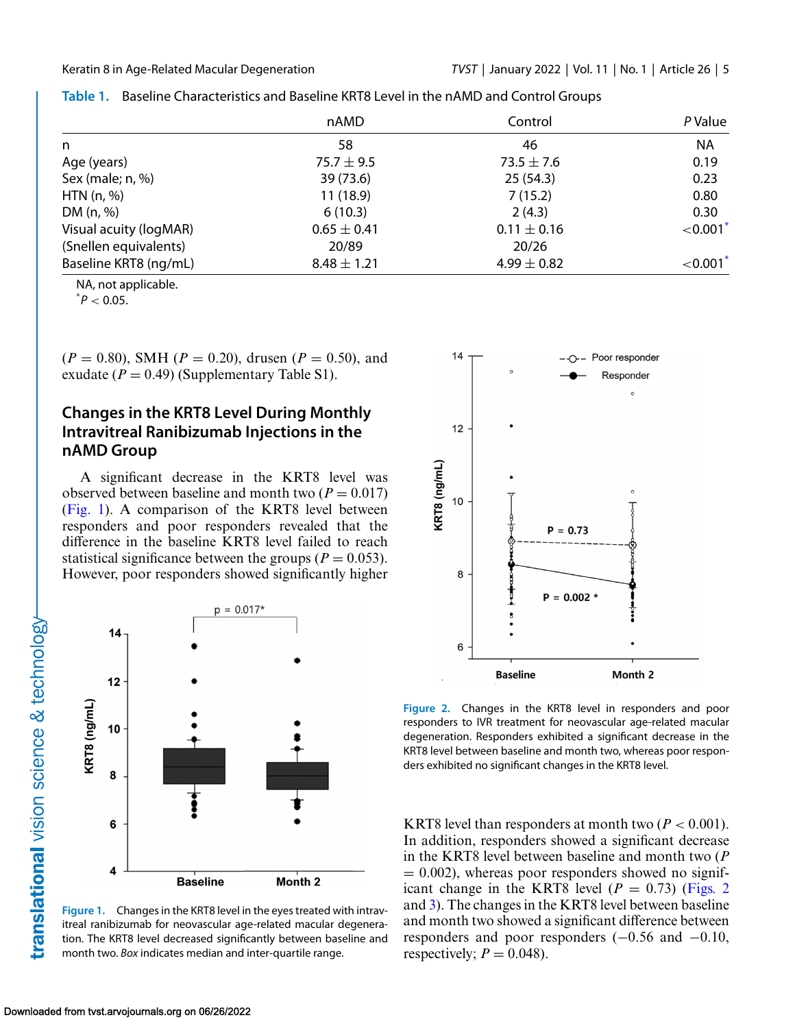**Table 1.** Baseline Characteristics and Baseline KRT8 Level in the nAMD and Control Groups

| | nAMD | Control | *P* Value |
|---|---|---|---|
| n | 58 | 46 | NA |
| Age (years) | 75.7 ± 9.5 | 73.5 ± 7.6 | 0.19 |
| Sex (male; n, %) | 39 (73.6) | 25 (54.3) | 0.23 |
| HTN (n, %) | 11 (18.9) | 7 (15.2) | 0.80 |
| DM (n, %) | 6 (10.3) | 2 (4.3) | 0.30 |
| Visual acuity (logMAR) | 0.65 ± 0.41 | 0.11 ± 0.16 | <0.001* |
| (Snellen equivalents) | 20/89 | 20/26 | |
| Baseline KRT8 (ng/mL) | 8.48 ± 1.21 | 4.99 ± 0.82 | <0.001* |

NA, not applicable.
*$P < 0.05$.

($P = 0.80$), SMH ($P = 0.20$), drusen ($P = 0.50$), and exudate ($P = 0.49$) (Supplementary Table S1).

## Changes in the KRT8 Level During Monthly Intravitreal Ranibizumab Injections in the nAMD Group

A significant decrease in the KRT8 level was observed between baseline and month two ($P = 0.017$) (Fig. 1). A comparison of the KRT8 level between responders and poor responders revealed that the difference in the baseline KRT8 level failed to reach statistical significance between the groups ($P = 0.053$). However, poor responders showed significantly higher KRT8 level than responders at month two ($P < 0.001$). In addition, responders showed a significant decrease in the KRT8 level between baseline and month two ($P = 0.002$), whereas poor responders showed no significant change in the KRT8 level ($P = 0.73$) (Figs. 2 and 3). The changes in the KRT8 level between baseline and month two showed a significant difference between responders and poor responders (−0.56 and −0.10, respectively; $P = 0.048$).

**Figure 1.** Changes in the KRT8 level in the eyes treated with intravitreal ranibizumab for neovascular age-related macular degeneration. The KRT8 level decreased significantly between baseline and month two. *Box* indicates median and inter-quartile range.

**Figure 2.** Changes in the KRT8 level in responders and poor responders to IVR treatment for neovascular age-related macular degeneration. Responders exhibited a significant decrease in the KRT8 level between baseline and month two, whereas poor responders exhibited no significant changes in the KRT8 level.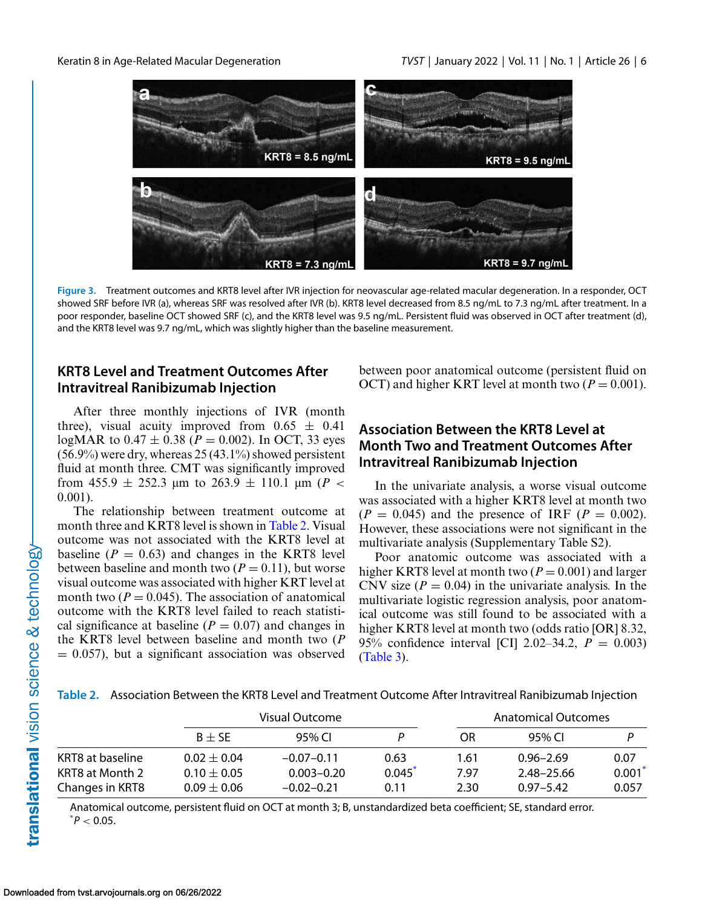Figure 3. Treatment outcomes and KRT8 level after IVR injection for neovascular age-related macular degeneration. In a responder, OCT showed SRF before IVR (a), whereas SRF was resolved after IVR (b). KRT8 level decreased from 8.5 ng/mL to 7.3 ng/mL after treatment. In a poor responder, baseline OCT showed SRF (c), and the KRT8 level was 9.5 ng/mL. Persistent fluid was observed in OCT after treatment (d), and the KRT8 level was 9.7 ng/mL, which was slightly higher than the baseline measurement.

## KRT8 Level and Treatment Outcomes After Intravitreal Ranibizumab Injection

After three monthly injections of IVR (month three), visual acuity improved from 0.65 ± 0.41 logMAR to 0.47 ± 0.38 ($P = 0.002$). In OCT, 33 eyes (56.9%) were dry, whereas 25 (43.1%) showed persistent fluid at month three. CMT was significantly improved from 455.9 ± 252.3 µm to 263.9 ± 110.1 µm ($P < 0.001$).

The relationship between treatment outcome at month three and KRT8 level is shown in Table 2. Visual outcome was not associated with the KRT8 level at baseline ($P = 0.63$) and changes in the KRT8 level between baseline and month two ($P = 0.11$), but worse visual outcome was associated with higher KRT level at month two ($P = 0.045$). The association of anatomical outcome with the KRT8 level failed to reach statistical significance at baseline ($P = 0.07$) and changes in the KRT8 level between baseline and month two ($P = 0.057$), but a significant association was observed between poor anatomical outcome (persistent fluid on OCT) and higher KRT level at month two ($P = 0.001$).

## Association Between the KRT8 Level at Month Two and Treatment Outcomes After Intravitreal Ranibizumab Injection

In the univariate analysis, a worse visual outcome was associated with a higher KRT8 level at month two ($P = 0.045$) and the presence of IRF ($P = 0.002$). However, these associations were not significant in the multivariate analysis (Supplementary Table S2).

Poor anatomic outcome was associated with a higher KRT8 level at month two ($P = 0.001$) and larger CNV size ($P = 0.04$) in the univariate analysis. In the multivariate logistic regression analysis, poor anatomical outcome was still found to be associated with a higher KRT8 level at month two (odds ratio [OR] 8.32, 95% confidence interval [CI] 2.02–34.2, $P = 0.003$) (Table 3).

Table 2. Association Between the KRT8 Level and Treatment Outcome After Intravitreal Ranibizumab Injection

| | Visual Outcome | | | Anatomical Outcomes | | |
|---|---|---|---|---|---|---|
| | B ± SE | 95% CI | P | OR | 95% CI | P |
| KRT8 at baseline | 0.02 ± 0.04 | −0.07–0.11 | 0.63 | 1.61 | 0.96–2.69 | 0.07 |
| KRT8 at Month 2 | 0.10 ± 0.05 | 0.003–0.20 | 0.045* | 7.97 | 2.48–25.66 | 0.001* |
| Changes in KRT8 | 0.09 ± 0.06 | −0.02–0.21 | 0.11 | 2.30 | 0.97–5.42 | 0.057 |

Anatomical outcome, persistent fluid on OCT at month 3; B, unstandardized beta coefficient; SE, standard error.
*$P < 0.05$.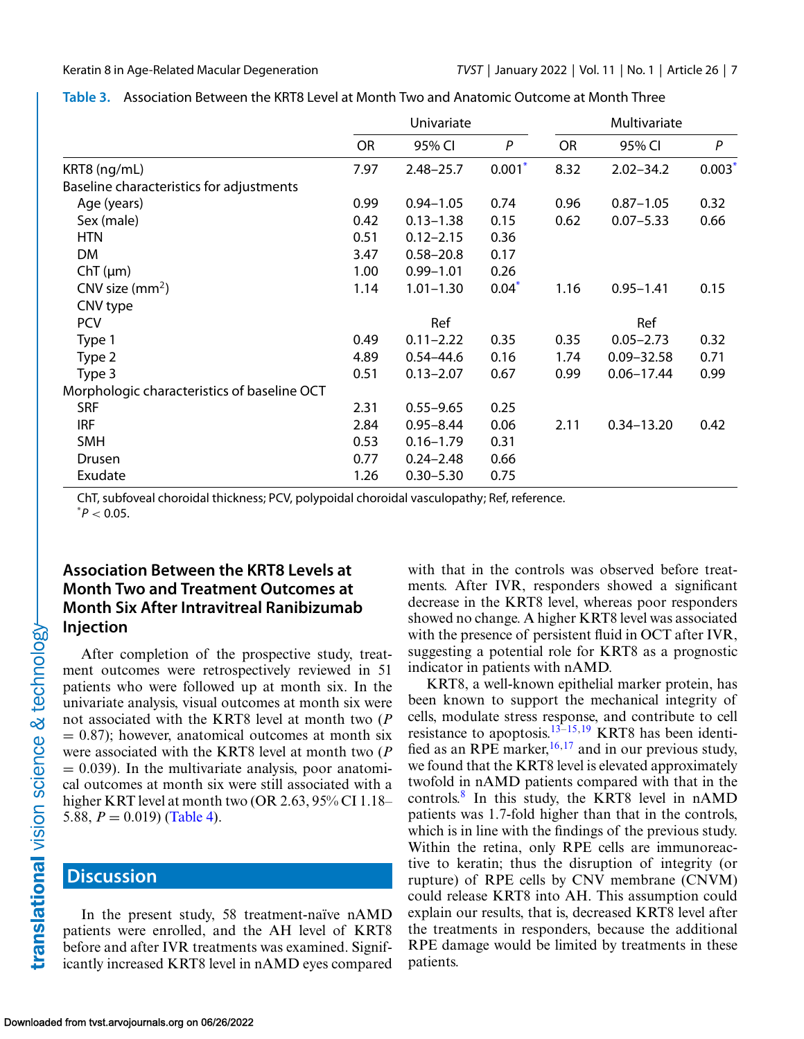**Table 3.** Association Between the KRT8 Level at Month Two and Anatomic Outcome at Month Three

| | Univariate | | | Multivariate | | |
|---|---|---|---|---|---|---|
| | OR | 95% CI | *P* | OR | 95% CI | *P* |
| KRT8 (ng/mL) | 7.97 | 2.48–25.7 | 0.001* | 8.32 | 2.02–34.2 | 0.003* |
| Baseline characteristics for adjustments | | | | | | |
| Age (years) | 0.99 | 0.94–1.05 | 0.74 | 0.96 | 0.87–1.05 | 0.32 |
| Sex (male) | 0.42 | 0.13–1.38 | 0.15 | 0.62 | 0.07–5.33 | 0.66 |
| HTN | 0.51 | 0.12–2.15 | 0.36 | | | |
| DM | 3.47 | 0.58–20.8 | 0.17 | | | |
| ChT (μm) | 1.00 | 0.99–1.01 | 0.26 | | | |
| CNV size (mm$^2$) | 1.14 | 1.01–1.30 | 0.04* | 1.16 | 0.95–1.41 | 0.15 |
| CNV type | | | | | | |
| PCV | | Ref | | | Ref | |
| Type 1 | 0.49 | 0.11–2.22 | 0.35 | 0.35 | 0.05–2.73 | 0.32 |
| Type 2 | 4.89 | 0.54–44.6 | 0.16 | 1.74 | 0.09–32.58 | 0.71 |
| Type 3 | 0.51 | 0.13–2.07 | 0.67 | 0.99 | 0.06–17.44 | 0.99 |
| Morphologic characteristics of baseline OCT | | | | | | |
| SRF | 2.31 | 0.55–9.65 | 0.25 | | | |
| IRF | 2.84 | 0.95–8.44 | 0.06 | 2.11 | 0.34–13.20 | 0.42 |
| SMH | 0.53 | 0.16–1.79 | 0.31 | | | |
| Drusen | 0.77 | 0.24–2.48 | 0.66 | | | |
| Exudate | 1.26 | 0.30–5.30 | 0.75 | | | |

ChT, subfoveal choroidal thickness; PCV, polypoidal choroidal vasculopathy; Ref, reference.
*$P < 0.05$.

### Association Between the KRT8 Levels at Month Two and Treatment Outcomes at Month Six After Intravitreal Ranibizumab Injection

After completion of the prospective study, treatment outcomes were retrospectively reviewed in 51 patients who were followed up at month six. In the univariate analysis, visual outcomes at month six were not associated with the KRT8 level at month two ($P = 0.87$); however, anatomical outcomes at month six were associated with the KRT8 level at month two ($P = 0.039$). In the multivariate analysis, poor anatomical outcomes at month six were still associated with a higher KRT level at month two (OR 2.63, 95% CI 1.18–5.88, $P = 0.019$) (Table 4).

## Discussion

In the present study, 58 treatment-naïve nAMD patients were enrolled, and the AH level of KRT8 before and after IVR treatments was examined. Significantly increased KRT8 level in nAMD eyes compared with that in the controls was observed before treatments. After IVR, responders showed a significant decrease in the KRT8 level, whereas poor responders showed no change. A higher KRT8 level was associated with the presence of persistent fluid in OCT after IVR, suggesting a potential role for KRT8 as a prognostic indicator in patients with nAMD.

KRT8, a well-known epithelial marker protein, has been known to support the mechanical integrity of cells, modulate stress response, and contribute to cell resistance to apoptosis.[13–15,19] KRT8 has been identified as an RPE marker,[16,17] and in our previous study, we found that the KRT8 level is elevated approximately twofold in nAMD patients compared with that in the controls.[8] In this study, the KRT8 level in nAMD patients was 1.7-fold higher than that in the controls, which is in line with the findings of the previous study. Within the retina, only RPE cells are immunoreactive to keratin; thus the disruption of integrity (or rupture) of RPE cells by CNV membrane (CNVM) could release KRT8 into AH. This assumption could explain our results, that is, decreased KRT8 level after the treatments in responders, because the additional RPE damage would be limited by treatments in these patients.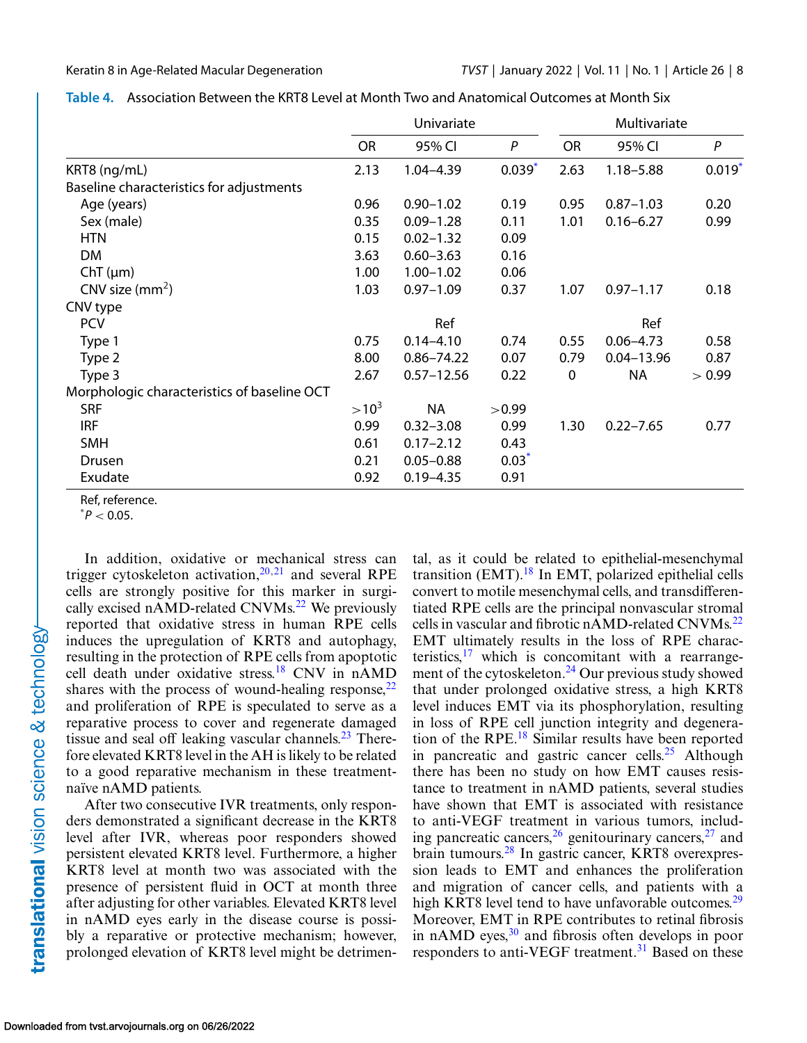**Table 4.** Association Between the KRT8 Level at Month Two and Anatomical Outcomes at Month Six

| | Univariate | | | Multivariate | | |
|---|---|---|---|---|---|---|
| | OR | 95% CI | P | OR | 95% CI | P |
| KRT8 (ng/mL) | 2.13 | 1.04–4.39 | 0.039* | 2.63 | 1.18–5.88 | 0.019* |
| Baseline characteristics for adjustments | | | | | | |
| Age (years) | 0.96 | 0.90–1.02 | 0.19 | 0.95 | 0.87–1.03 | 0.20 |
| Sex (male) | 0.35 | 0.09–1.28 | 0.11 | 1.01 | 0.16–6.27 | 0.99 |
| HTN | 0.15 | 0.02–1.32 | 0.09 | | | |
| DM | 3.63 | 0.60–3.63 | 0.16 | | | |
| ChT (μm) | 1.00 | 1.00–1.02 | 0.06 | | | |
| CNV size (mm$^2$) | 1.03 | 0.97–1.09 | 0.37 | 1.07 | 0.97–1.17 | 0.18 |
| CNV type | | | | | | |
| PCV | | Ref | | | Ref | |
| Type 1 | 0.75 | 0.14–4.10 | 0.74 | 0.55 | 0.06–4.73 | 0.58 |
| Type 2 | 8.00 | 0.86–74.22 | 0.07 | 0.79 | 0.04–13.96 | 0.87 |
| Type 3 | 2.67 | 0.57–12.56 | 0.22 | 0 | NA | > 0.99 |
| Morphologic characteristics of baseline OCT | | | | | | |
| SRF | $>10^3$ | NA | >0.99 | | | |
| IRF | 0.99 | 0.32–3.08 | 0.99 | 1.30 | 0.22–7.65 | 0.77 |
| SMH | 0.61 | 0.17–2.12 | 0.43 | | | |
| Drusen | 0.21 | 0.05–0.88 | 0.03* | | | |
| Exudate | 0.92 | 0.19–4.35 | 0.91 | | | |

Ref, reference.
*$P < 0.05$.

In addition, oxidative or mechanical stress can trigger cytoskeleton activation,[20,21] and several RPE cells are strongly positive for this marker in surgically excised nAMD-related CNVMs.[22] We previously reported that oxidative stress in human RPE cells induces the upregulation of KRT8 and autophagy, resulting in the protection of RPE cells from apoptotic cell death under oxidative stress.[18] CNV in nAMD shares with the process of wound-healing response,[22] and proliferation of RPE is speculated to serve as a reparative process to cover and regenerate damaged tissue and seal off leaking vascular channels.[23] Therefore elevated KRT8 level in the AH is likely to be related to a good reparative mechanism in these treatment-naïve nAMD patients.

After two consecutive IVR treatments, only responders demonstrated a significant decrease in the KRT8 level after IVR, whereas poor responders showed persistent elevated KRT8 level. Furthermore, a higher KRT8 level at month two was associated with the presence of persistent fluid in OCT at month three after adjusting for other variables. Elevated KRT8 level in nAMD eyes early in the disease course is possibly a reparative or protective mechanism; however, prolonged elevation of KRT8 level might be detrimental, as it could be related to epithelial-mesenchymal transition (EMT).[18] In EMT, polarized epithelial cells convert to motile mesenchymal cells, and transdifferentiated RPE cells are the principal nonvascular stromal cells in vascular and fibrotic nAMD-related CNVMs.[22] EMT ultimately results in the loss of RPE characteristics,[17] which is concomitant with a rearrangement of the cytoskeleton.[24] Our previous study showed that under prolonged oxidative stress, a high KRT8 level induces EMT via its phosphorylation, resulting in loss of RPE cell junction integrity and degeneration of the RPE.[18] Similar results have been reported in pancreatic and gastric cancer cells.[25] Although there has been no study on how EMT causes resistance to treatment in nAMD patients, several studies have shown that EMT is associated with resistance to anti-VEGF treatment in various tumors, including pancreatic cancers,[26] genitourinary cancers,[27] and brain tumours.[28] In gastric cancer, KRT8 overexpression leads to EMT and enhances the proliferation and migration of cancer cells, and patients with a high KRT8 level tend to have unfavorable outcomes.[29] Moreover, EMT in RPE contributes to retinal fibrosis in nAMD eyes,[30] and fibrosis often develops in poor responders to anti-VEGF treatment.[31] Based on these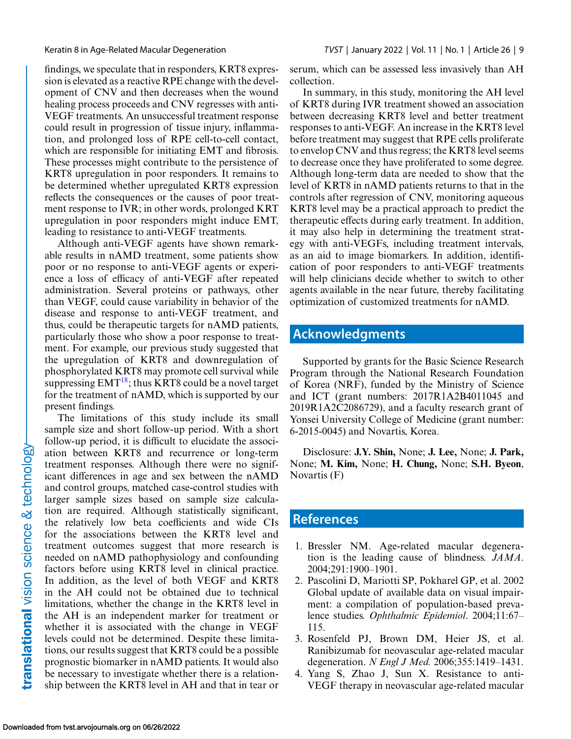findings, we speculate that in responders, KRT8 expression is elevated as a reactive RPE change with the development of CNV and then decreases when the wound healing process proceeds and CNV regresses with anti-VEGF treatments. An unsuccessful treatment response could result in progression of tissue injury, inflammation, and prolonged loss of RPE cell-to-cell contact, which are responsible for initiating EMT and fibrosis. These processes might contribute to the persistence of KRT8 upregulation in poor responders. It remains to be determined whether upregulated KRT8 expression reflects the consequences or the causes of poor treatment response to IVR; in other words, prolonged KRT upregulation in poor responders might induce EMT, leading to resistance to anti-VEGF treatments.

Although anti-VEGF agents have shown remarkable results in nAMD treatment, some patients show poor or no response to anti-VEGF agents or experience a loss of efficacy of anti-VEGF after repeated administration. Several proteins or pathways, other than VEGF, could cause variability in behavior of the disease and response to anti-VEGF treatment, and thus, could be therapeutic targets for nAMD patients, particularly those who show a poor response to treatment. For example, our previous study suggested that the upregulation of KRT8 and downregulation of phosphorylated KRT8 may promote cell survival while suppressing EMT[18]; thus KRT8 could be a novel target for the treatment of nAMD, which is supported by our present findings.

The limitations of this study include its small sample size and short follow-up period. With a short follow-up period, it is difficult to elucidate the association between KRT8 and recurrence or long-term treatment responses. Although there were no significant differences in age and sex between the nAMD and control groups, matched case-control studies with larger sample sizes based on sample size calculation are required. Although statistically significant, the relatively low beta coefficients and wide CIs for the associations between the KRT8 level and treatment outcomes suggest that more research is needed on nAMD pathophysiology and confounding factors before using KRT8 level in clinical practice. In addition, as the level of both VEGF and KRT8 in the AH could not be obtained due to technical limitations, whether the change in the KRT8 level in the AH is an independent marker for treatment or whether it is associated with the change in VEGF levels could not be determined. Despite these limitations, our results suggest that KRT8 could be a possible prognostic biomarker in nAMD patients. It would also be necessary to investigate whether there is a relationship between the KRT8 level in AH and that in tear or serum, which can be assessed less invasively than AH collection.

In summary, in this study, monitoring the AH level of KRT8 during IVR treatment showed an association between decreasing KRT8 level and better treatment responses to anti-VEGF. An increase in the KRT8 level before treatment may suggest that RPE cells proliferate to envelop CNV and thus regress; the KRT8 level seems to decrease once they have proliferated to some degree. Although long-term data are needed to show that the level of KRT8 in nAMD patients returns to that in the controls after regression of CNV, monitoring aqueous KRT8 level may be a practical approach to predict the therapeutic effects during early treatment. In addition, it may also help in determining the treatment strategy with anti-VEGFs, including treatment intervals, as an aid to image biomarkers. In addition, identification of poor responders to anti-VEGF treatments will help clinicians decide whether to switch to other agents available in the near future, thereby facilitating optimization of customized treatments for nAMD.

## Acknowledgments

Supported by grants for the Basic Science Research Program through the National Research Foundation of Korea (NRF), funded by the Ministry of Science and ICT (grant numbers: 2017R1A2B4011045 and 2019R1A2C2086729), and a faculty research grant of Yonsei University College of Medicine (grant number: 6-2015-0045) and Novartis, Korea.

Disclosure: **J.Y. Shin,** None; **J. Lee,** None; **J. Park,** None; **M. Kim,** None; **H. Chung,** None; **S.H. Byeon**, Novartis (F)

## References

1. Bressler NM. Age-related macular degeneration is the leading cause of blindness. *JAMA*. 2004;291:1900–1901.
2. Pascolini D, Mariotti SP, Pokharel GP, et al. 2002 Global update of available data on visual impairment: a compilation of population-based prevalence studies. *Ophthalmic Epidemiol*. 2004;11:67–115.
3. Rosenfeld PJ, Brown DM, Heier JS, et al. Ranibizumab for neovascular age-related macular degeneration. *N Engl J Med.* 2006;355:1419–1431.
4. Yang S, Zhao J, Sun X. Resistance to anti-VEGF therapy in neovascular age-related macular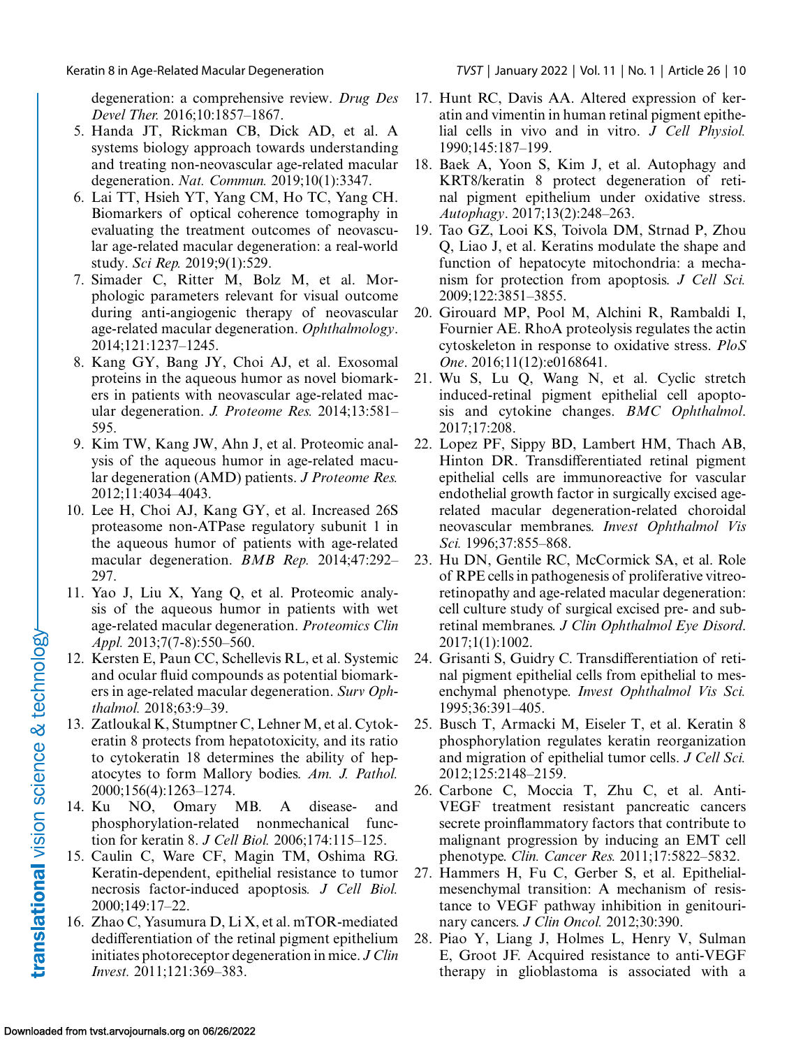degeneration: a comprehensive review. *Drug Des Devel Ther.* 2016;10:1857–1867.

5. Handa JT, Rickman CB, Dick AD, et al. A systems biology approach towards understanding and treating non-neovascular age-related macular degeneration. *Nat. Commun.* 2019;10(1):3347.
6. Lai TT, Hsieh YT, Yang CM, Ho TC, Yang CH. Biomarkers of optical coherence tomography in evaluating the treatment outcomes of neovascular age-related macular degeneration: a real-world study. *Sci Rep.* 2019;9(1):529.
7. Simader C, Ritter M, Bolz M, et al. Morphologic parameters relevant for visual outcome during anti-angiogenic therapy of neovascular age-related macular degeneration. *Ophthalmology*. 2014;121:1237–1245.
8. Kang GY, Bang JY, Choi AJ, et al. Exosomal proteins in the aqueous humor as novel biomarkers in patients with neovascular age-related macular degeneration. *J. Proteome Res.* 2014;13:581–595.
9. Kim TW, Kang JW, Ahn J, et al. Proteomic analysis of the aqueous humor in age-related macular degeneration (AMD) patients. *J Proteome Res.* 2012;11:4034–4043.
10. Lee H, Choi AJ, Kang GY, et al. Increased 26S proteasome non-ATPase regulatory subunit 1 in the aqueous humor of patients with age-related macular degeneration. *BMB Rep.* 2014;47:292–297.
11. Yao J, Liu X, Yang Q, et al. Proteomic analysis of the aqueous humor in patients with wet age-related macular degeneration. *Proteomics Clin Appl.* 2013;7(7-8):550–560.
12. Kersten E, Paun CC, Schellevis RL, et al. Systemic and ocular fluid compounds as potential biomarkers in age-related macular degeneration. *Surv Ophthalmol.* 2018;63:9–39.
13. Zatloukal K, Stumptner C, Lehner M, et al. Cytokeratin 8 protects from hepatotoxicity, and its ratio to cytokeratin 18 determines the ability of hepatocytes to form Mallory bodies. *Am. J. Pathol.* 2000;156(4):1263–1274.
14. Ku NO, Omary MB. A disease- and phosphorylation-related nonmechanical function for keratin 8. *J Cell Biol.* 2006;174:115–125.
15. Caulin C, Ware CF, Magin TM, Oshima RG. Keratin-dependent, epithelial resistance to tumor necrosis factor-induced apoptosis. *J Cell Biol.* 2000;149:17–22.
16. Zhao C, Yasumura D, Li X, et al. mTOR-mediated dedifferentiation of the retinal pigment epithelium initiates photoreceptor degeneration in mice. *J Clin Invest.* 2011;121:369–383.
17. Hunt RC, Davis AA. Altered expression of keratin and vimentin in human retinal pigment epithelial cells in vivo and in vitro. *J Cell Physiol.* 1990;145:187–199.
18. Baek A, Yoon S, Kim J, et al. Autophagy and KRT8/keratin 8 protect degeneration of retinal pigment epithelium under oxidative stress. *Autophagy*. 2017;13(2):248–263.
19. Tao GZ, Looi KS, Toivola DM, Strnad P, Zhou Q, Liao J, et al. Keratins modulate the shape and function of hepatocyte mitochondria: a mechanism for protection from apoptosis. *J Cell Sci.* 2009;122:3851–3855.
20. Girouard MP, Pool M, Alchini R, Rambaldi I, Fournier AE. RhoA proteolysis regulates the actin cytoskeleton in response to oxidative stress. *PloS One*. 2016;11(12):e0168641.
21. Wu S, Lu Q, Wang N, et al. Cyclic stretch induced-retinal pigment epithelial cell apoptosis and cytokine changes. *BMC Ophthalmol.* 2017;17:208.
22. Lopez PF, Sippy BD, Lambert HM, Thach AB, Hinton DR. Transdifferentiated retinal pigment epithelial cells are immunoreactive for vascular endothelial growth factor in surgically excised age-related macular degeneration-related choroidal neovascular membranes. *Invest Ophthalmol Vis Sci.* 1996;37:855–868.
23. Hu DN, Gentile RC, McCormick SA, et al. Role of RPE cells in pathogenesis of proliferative vitreoretinopathy and age-related macular degeneration: cell culture study of surgical excised pre- and subretinal membranes. *J Clin Ophthalmol Eye Disord.* 2017;1(1):1002.
24. Grisanti S, Guidry C. Transdifferentiation of retinal pigment epithelial cells from epithelial to mesenchymal phenotype. *Invest Ophthalmol Vis Sci.* 1995;36:391–405.
25. Busch T, Armacki M, Eiseler T, et al. Keratin 8 phosphorylation regulates keratin reorganization and migration of epithelial tumor cells. *J Cell Sci.* 2012;125:2148–2159.
26. Carbone C, Moccia T, Zhu C, et al. Anti-VEGF treatment resistant pancreatic cancers secrete proinflammatory factors that contribute to malignant progression by inducing an EMT cell phenotype. *Clin. Cancer Res.* 2011;17:5822–5832.
27. Hammers H, Fu C, Gerber S, et al. Epithelial-mesenchymal transition: A mechanism of resistance to VEGF pathway inhibition in genitourinary cancers. *J Clin Oncol.* 2012;30:390.
28. Piao Y, Liang J, Holmes L, Henry V, Sulman E, Groot JF. Acquired resistance to anti-VEGF therapy in glioblastoma is associated with a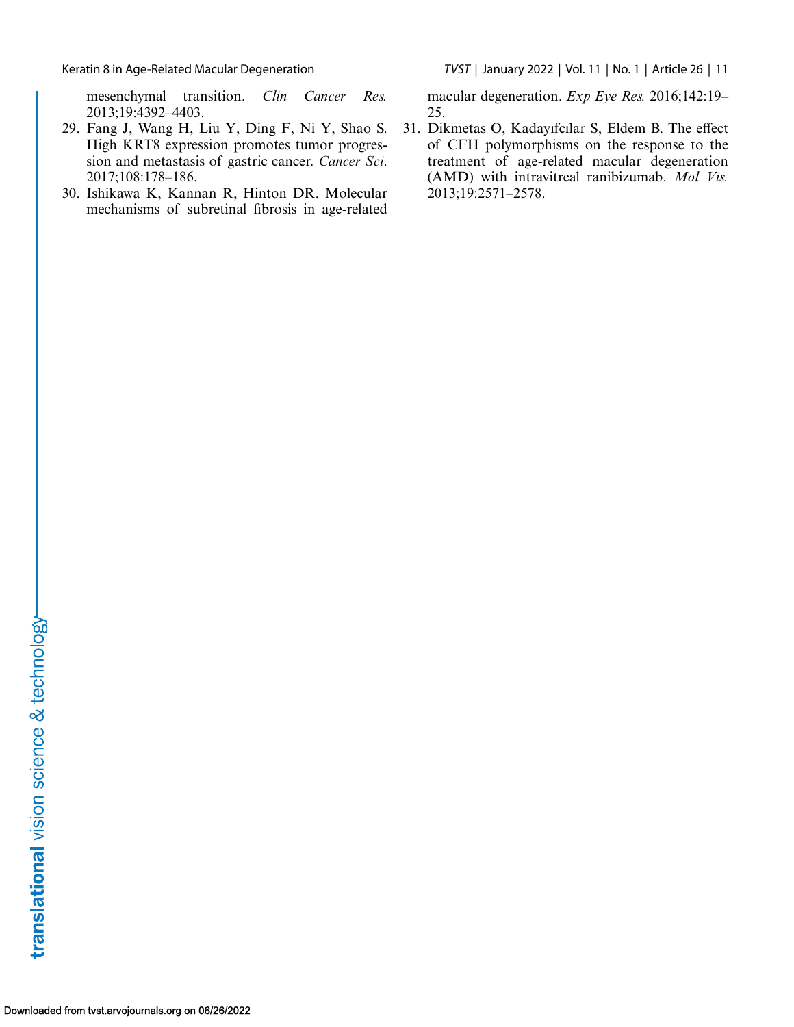mesenchymal transition. *Clin Cancer Res.* 2013;19:4392–4403.

29. Fang J, Wang H, Liu Y, Ding F, Ni Y, Shao S. High KRT8 expression promotes tumor progression and metastasis of gastric cancer. *Cancer Sci*. 2017;108:178–186.
30. Ishikawa K, Kannan R, Hinton DR. Molecular mechanisms of subretinal fibrosis in age-related macular degeneration. *Exp Eye Res.* 2016;142:19–25.
31. Dikmetas O, Kadayıfcılar S, Eldem B. The effect of CFH polymorphisms on the response to the treatment of age-related macular degeneration (AMD) with intravitreal ranibizumab. *Mol Vis.* 2013;19:2571–2578.